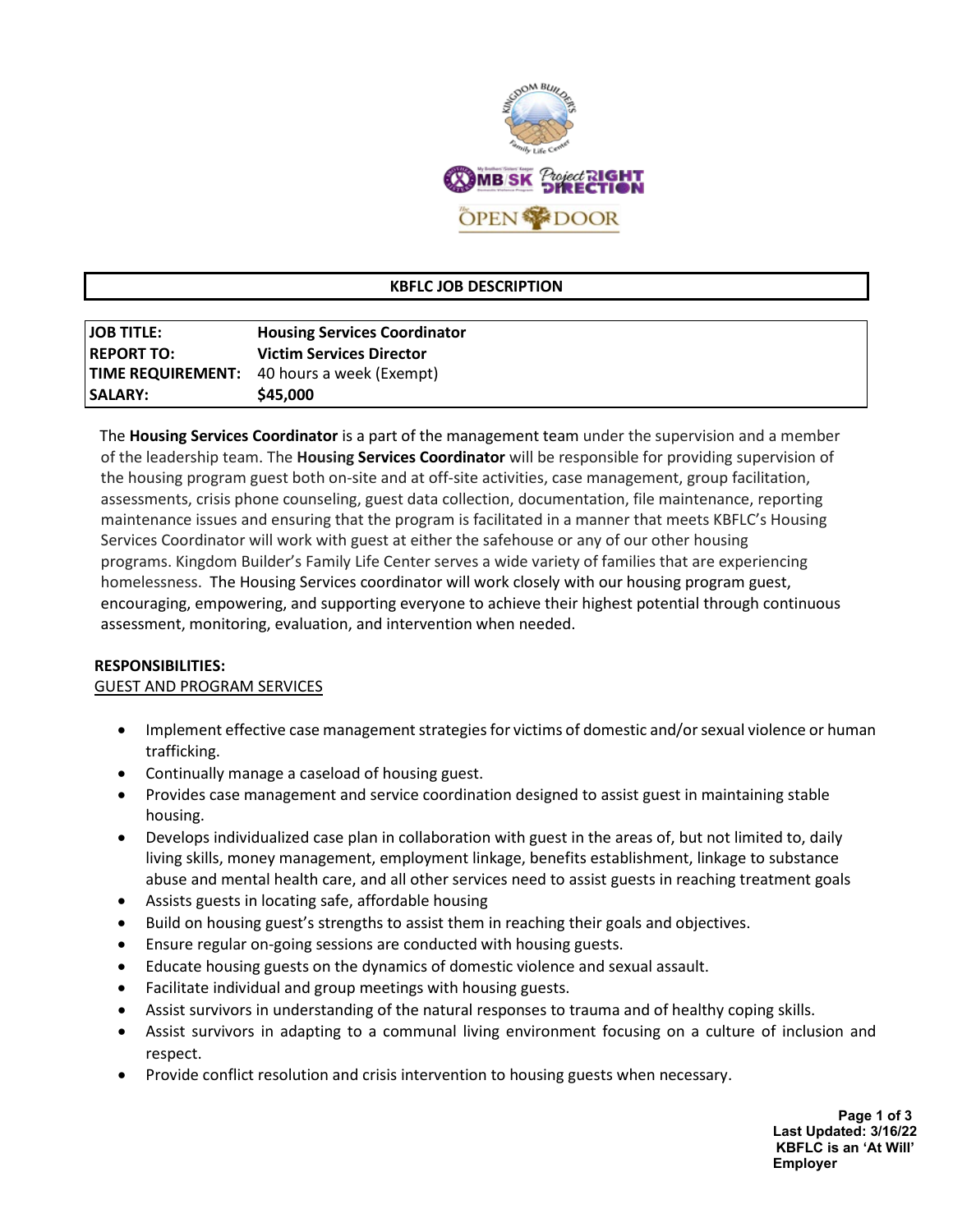# KBFLC JOB DESCRIPTION

| | |
|---|---|
| **JOB TITLE:** | **Housing Services Coordinator** |
| **REPORT TO:** | **Victim Services Director** |
| **TIME REQUIREMENT:** | 40 hours a week (Exempt) |
| **SALARY:** | **$45,000** |

The **Housing Services Coordinator** is a part of the management team under the supervision and a member of the leadership team. The **Housing Services Coordinator** will be responsible for providing supervision of the housing program guest both on-site and at off-site activities, case management, group facilitation, assessments, crisis phone counseling, guest data collection, documentation, file maintenance, reporting maintenance issues and ensuring that the program is facilitated in a manner that meets KBFLC's Housing Services Coordinator will work with guest at either the safehouse or any of our other housing programs. Kingdom Builder's Family Life Center serves a wide variety of families that are experiencing homelessness. The Housing Services coordinator will work closely with our housing program guest, encouraging, empowering, and supporting everyone to achieve their highest potential through continuous assessment, monitoring, evaluation, and intervention when needed.

**RESPONSIBILITIES:**

GUEST AND PROGRAM SERVICES

- Implement effective case management strategies for victims of domestic and/or sexual violence or human trafficking.
- Continually manage a caseload of housing guest.
- Provides case management and service coordination designed to assist guest in maintaining stable housing.
- Develops individualized case plan in collaboration with guest in the areas of, but not limited to, daily living skills, money management, employment linkage, benefits establishment, linkage to substance abuse and mental health care, and all other services need to assist guests in reaching treatment goals
- Assists guests in locating safe, affordable housing
- Build on housing guest's strengths to assist them in reaching their goals and objectives.
- Ensure regular on-going sessions are conducted with housing guests.
- Educate housing guests on the dynamics of domestic violence and sexual assault.
- Facilitate individual and group meetings with housing guests.
- Assist survivors in understanding of the natural responses to trauma and of healthy coping skills.
- Assist survivors in adapting to a communal living environment focusing on a culture of inclusion and respect.
- Provide conflict resolution and crisis intervention to housing guests when necessary.

**Last Updated: 3/16/22**
**KBFLC is an 'At Will' Employer**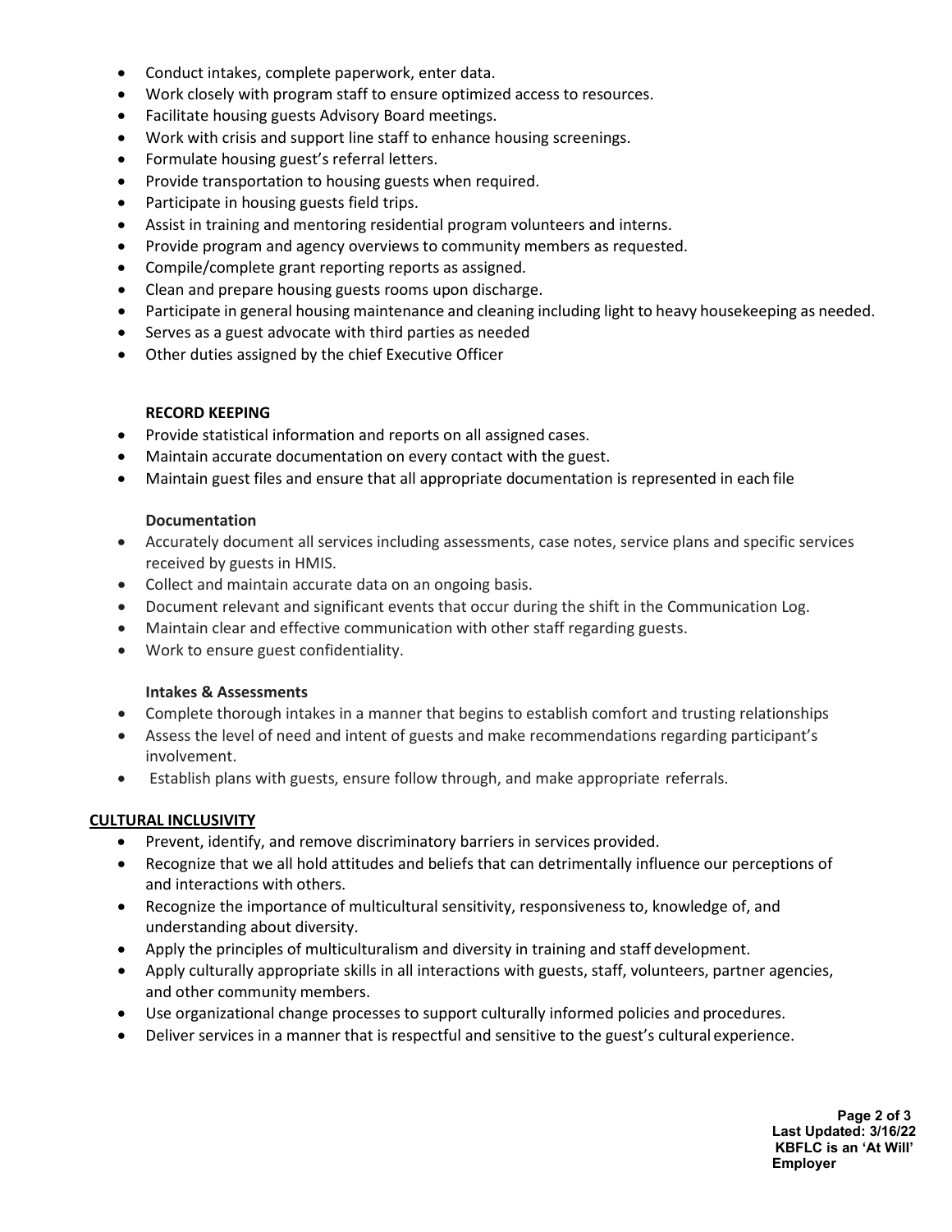- Conduct intakes, complete paperwork, enter data.
- Work closely with program staff to ensure optimized access to resources.
- Facilitate housing guests Advisory Board meetings.
- Work with crisis and support line staff to enhance housing screenings.
- Formulate housing guest's referral letters.
- Provide transportation to housing guests when required.
- Participate in housing guests field trips.
- Assist in training and mentoring residential program volunteers and interns.
- Provide program and agency overviews to community members as requested.
- Compile/complete grant reporting reports as assigned.
- Clean and prepare housing guests rooms upon discharge.
- Participate in general housing maintenance and cleaning including light to heavy housekeeping as needed.
- Serves as a guest advocate with third parties as needed
- Other duties assigned by the chief Executive Officer

**RECORD KEEPING**

- Provide statistical information and reports on all assigned cases.
- Maintain accurate documentation on every contact with the guest.
- Maintain guest files and ensure that all appropriate documentation is represented in each file

**Documentation**

- Accurately document all services including assessments, case notes, service plans and specific services received by guests in HMIS.
- Collect and maintain accurate data on an ongoing basis.
- Document relevant and significant events that occur during the shift in the Communication Log.
- Maintain clear and effective communication with other staff regarding guests.
- Work to ensure guest confidentiality.

**Intakes & Assessments**

- Complete thorough intakes in a manner that begins to establish comfort and trusting relationships
- Assess the level of need and intent of guests and make recommendations regarding participant's involvement.
- Establish plans with guests, ensure follow through, and make appropriate referrals.

## CULTURAL INCLUSIVITY

- Prevent, identify, and remove discriminatory barriers in services provided.
- Recognize that we all hold attitudes and beliefs that can detrimentally influence our perceptions of and interactions with others.
- Recognize the importance of multicultural sensitivity, responsiveness to, knowledge of, and understanding about diversity.
- Apply the principles of multiculturalism and diversity in training and staff development.
- Apply culturally appropriate skills in all interactions with guests, staff, volunteers, partner agencies, and other community members.
- Use organizational change processes to support culturally informed policies and procedures.
- Deliver services in a manner that is respectful and sensitive to the guest's cultural experience.

**Last Updated: 3/16/22**
**KBFLC is an 'At Will' Employer**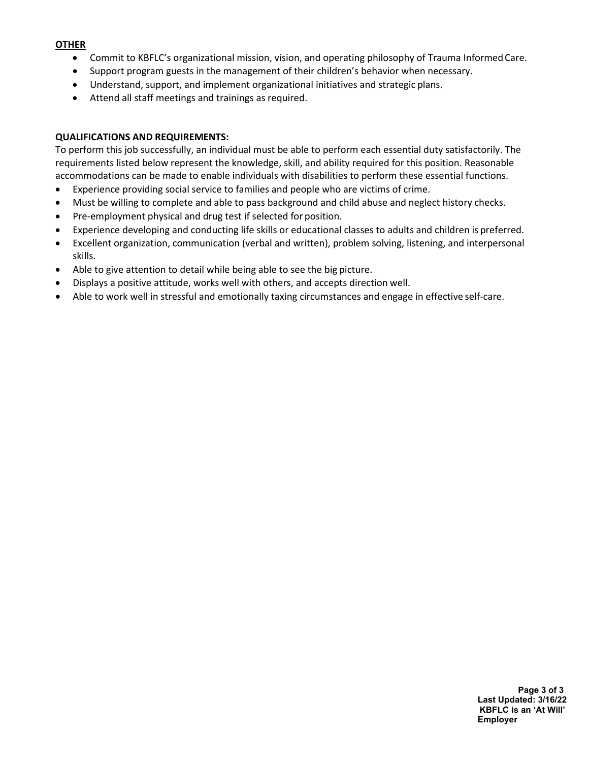**OTHER**

- Commit to KBFLC's organizational mission, vision, and operating philosophy of Trauma Informed Care.
- Support program guests in the management of their children's behavior when necessary.
- Understand, support, and implement organizational initiatives and strategic plans.
- Attend all staff meetings and trainings as required.

**QUALIFICATIONS AND REQUIREMENTS:**

To perform this job successfully, an individual must be able to perform each essential duty satisfactorily. The requirements listed below represent the knowledge, skill, and ability required for this position. Reasonable accommodations can be made to enable individuals with disabilities to perform these essential functions.

- Experience providing social service to families and people who are victims of crime.
- Must be willing to complete and able to pass background and child abuse and neglect history checks.
- Pre-employment physical and drug test if selected for position.
- Experience developing and conducting life skills or educational classes to adults and children is preferred.
- Excellent organization, communication (verbal and written), problem solving, listening, and interpersonal skills.
- Able to give attention to detail while being able to see the big picture.
- Displays a positive attitude, works well with others, and accepts direction well.
- Able to work well in stressful and emotionally taxing circumstances and engage in effective self-care.

**Last Updated: 3/16/22**
**KBFLC is an 'At Will' Employer**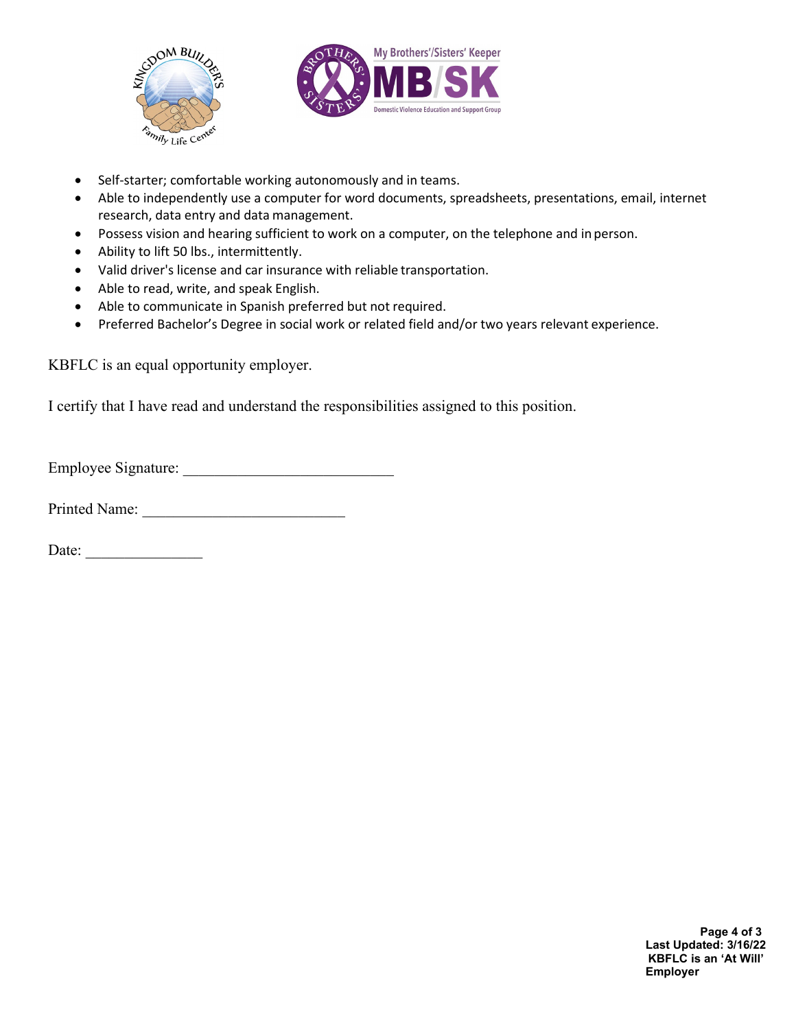- Self-starter; comfortable working autonomously and in teams.
- Able to independently use a computer for word documents, spreadsheets, presentations, email, internet research, data entry and data management.
- Possess vision and hearing sufficient to work on a computer, on the telephone and in person.
- Ability to lift 50 lbs., intermittently.
- Valid driver's license and car insurance with reliable transportation.
- Able to read, write, and speak English.
- Able to communicate in Spanish preferred but not required.
- Preferred Bachelor's Degree in social work or related field and/or two years relevant experience.

KBFLC is an equal opportunity employer.

I certify that I have read and understand the responsibilities assigned to this position.

Employee Signature: ___________________________

Printed Name: __________________________

Date: _______________

**Last Updated: 3/16/22**
**KBFLC is an 'At Will' Employer**